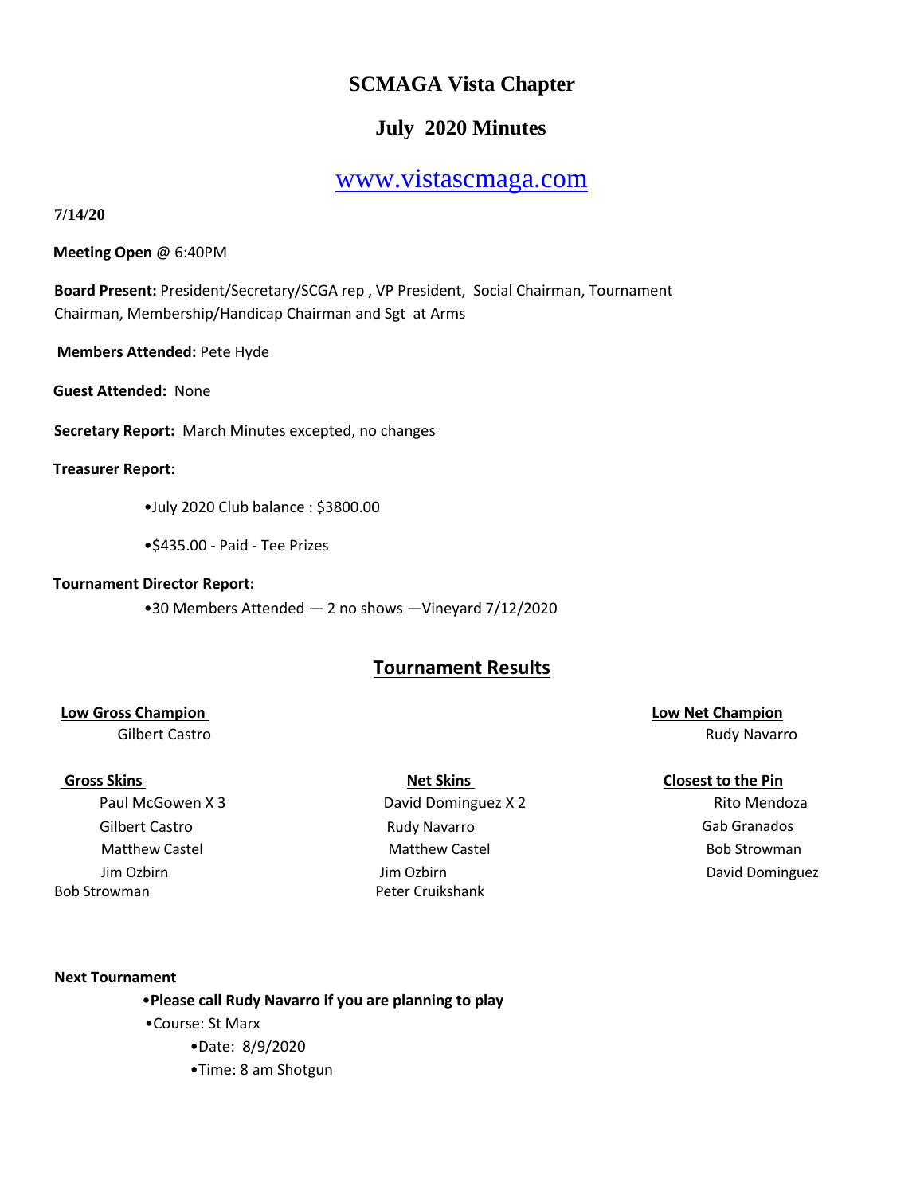# SCMAGA Vista Chapter

## July 2020 Minutes

[www.vistascmaga.com](http://www.vistascmaga.com)

**7/14/20**

**Meeting Open** @ 6:40PM

**Board Present:** President/Secretary/SCGA rep , VP President, Social Chairman, Tournament Chairman, Membership/Handicap Chairman and Sgt at Arms

**Members Attended:** Pete Hyde

**Guest Attended:** None

**Secretary Report:** March Minutes excepted, no changes

**Treasurer Report**:

- July 2020 Club balance : $3800.00
- $435.00 - Paid - Tee Prizes

**Tournament Director Report:**

- 30 Members Attended — 2 no shows —Vineyard 7/12/2020

## Tournament Results

| Low Gross Champion | Low Net Champion |
|---|---|
| Gilbert Castro | Rudy Navarro |

| Gross Skins | Net Skins | Closest to the Pin |
|---|---|---|
| Paul McGowen X 3 | David Dominguez X 2 | Rito Mendoza |
| Gilbert Castro | Rudy Navarro | Gab Granados |
| Matthew Castel | Matthew Castel | Bob Strowman |
| Jim Ozbirn | Jim Ozbirn | David Dominguez |
| Bob Strowman | Peter Cruikshank | |

**Next Tournament**

- **Please call Rudy Navarro if you are planning to play**
- Course: St Marx
  - Date: 8/9/2020
  - Time: 8 am Shotgun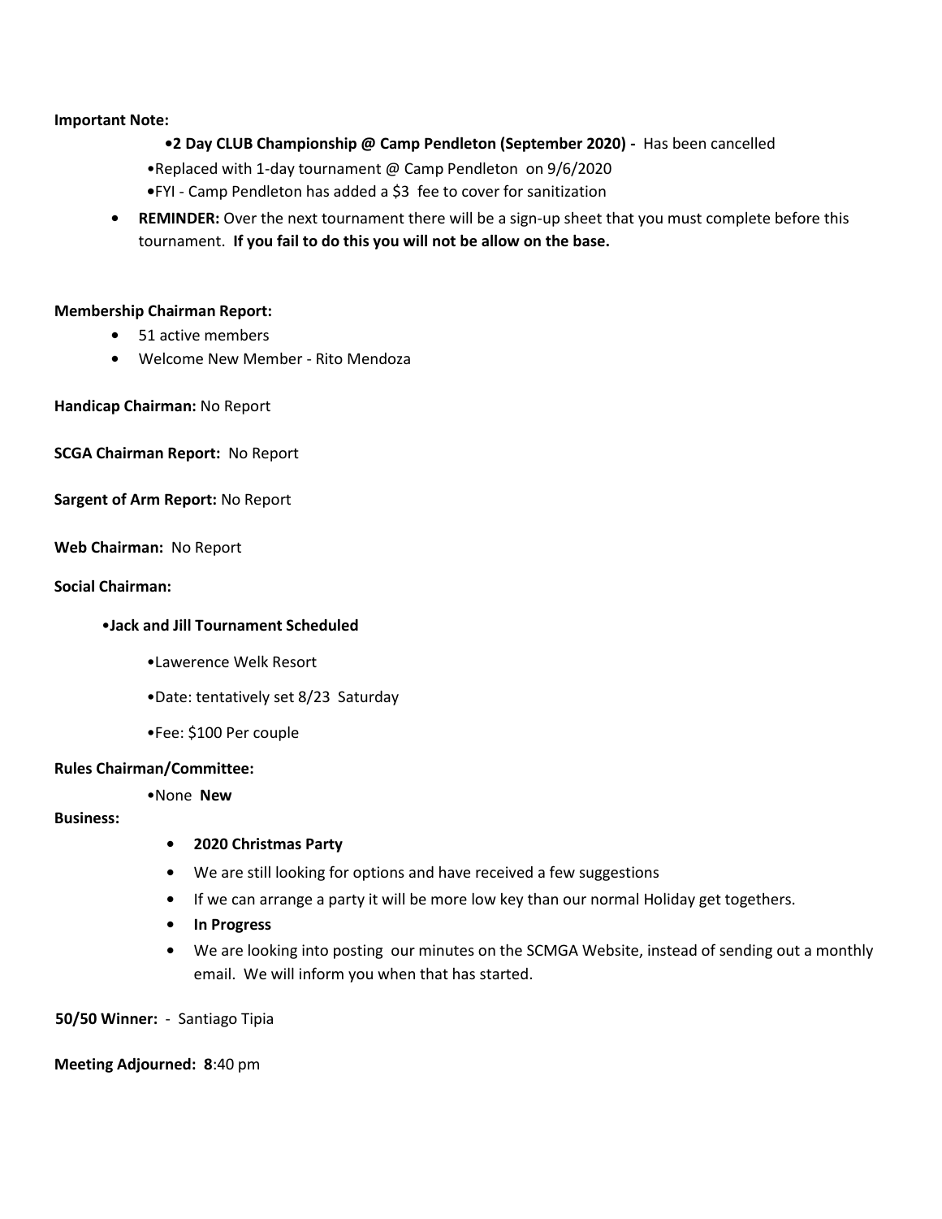**Important Note:**

- **2 Day CLUB Championship @ Camp Pendleton (September 2020) -** Has been cancelled
  - Replaced with 1-day tournament @ Camp Pendleton on 9/6/2020
  - FYI - Camp Pendleton has added a $3 fee to cover for sanitization
- **REMINDER:** Over the next tournament there will be a sign-up sheet that you must complete before this tournament. **If you fail to do this you will not be allow on the base.**

**Membership Chairman Report:**

- 51 active members
- Welcome New Member - Rito Mendoza

**Handicap Chairman:** No Report

**SCGA Chairman Report:** No Report

**Sargent of Arm Report:** No Report

**Web Chairman:** No Report

**Social Chairman:**

- **Jack and Jill Tournament Scheduled**
  - Lawerence Welk Resort
  - Date: tentatively set 8/23 Saturday
  - Fee: $100 Per couple

**Rules Chairman/Committee:**

- None

**New Business:**

- **2020 Christmas Party**
- We are still looking for options and have received a few suggestions
- If we can arrange a party it will be more low key than our normal Holiday get togethers.
- **In Progress**
- We are looking into posting our minutes on the SCMGA Website, instead of sending out a monthly email. We will inform you when that has started.

**50/50 Winner:** - Santiago Tipia

**Meeting Adjourned: 8**:40 pm